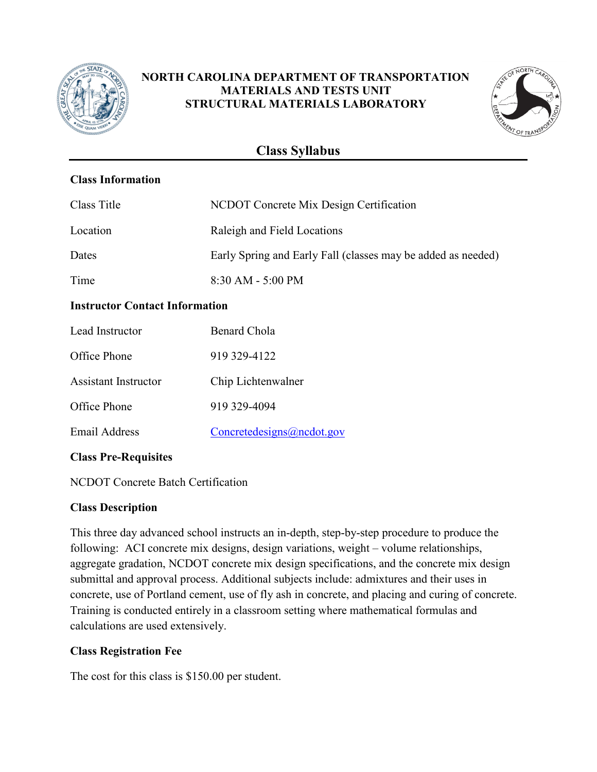**NORTH CAROLINA DEPARTMENT OF TRANSPORTATION**
**MATERIALS AND TESTS UNIT**
**STRUCTURAL MATERIALS LABORATORY**

# Class Syllabus

## Class Information

| | |
|---|---|
| Class Title | NCDOT Concrete Mix Design Certification |
| Location | Raleigh and Field Locations |
| Dates | Early Spring and Early Fall (classes may be added as needed) |
| Time | 8:30 AM - 5:00 PM |

## Instructor Contact Information

| | |
|---|---|
| Lead Instructor | Benard Chola |
| Office Phone | 919 329-4122 |
| Assistant Instructor | Chip Lichtenwalner |
| Office Phone | 919 329-4094 |
| Email Address | Concretedesigns@ncdot.gov |

## Class Pre-Requisites

NCDOT Concrete Batch Certification

## Class Description

This three day advanced school instructs an in-depth, step-by-step procedure to produce the following: ACI concrete mix designs, design variations, weight – volume relationships, aggregate gradation, NCDOT concrete mix design specifications, and the concrete mix design submittal and approval process. Additional subjects include: admixtures and their uses in concrete, use of Portland cement, use of fly ash in concrete, and placing and curing of concrete. Training is conducted entirely in a classroom setting where mathematical formulas and calculations are used extensively.

## Class Registration Fee

The cost for this class is $150.00 per student.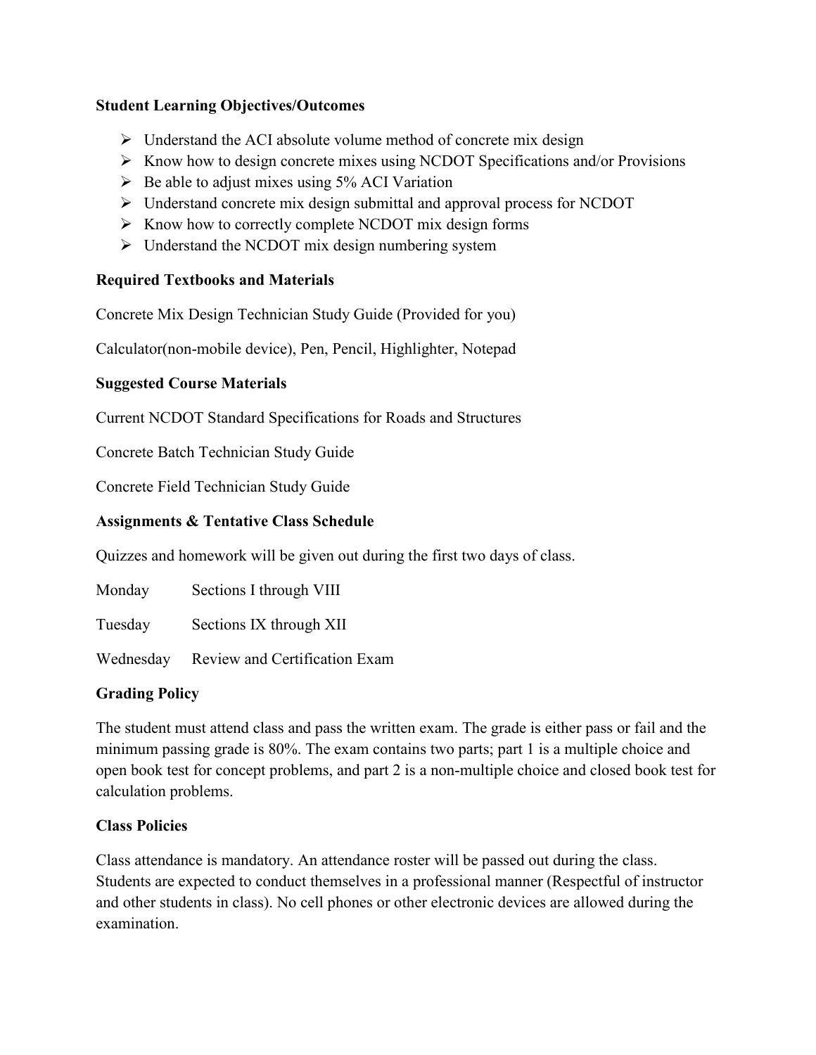**Student Learning Objectives/Outcomes**

- Understand the ACI absolute volume method of concrete mix design
- Know how to design concrete mixes using NCDOT Specifications and/or Provisions
- Be able to adjust mixes using 5% ACI Variation
- Understand concrete mix design submittal and approval process for NCDOT
- Know how to correctly complete NCDOT mix design forms
- Understand the NCDOT mix design numbering system

**Required Textbooks and Materials**

Concrete Mix Design Technician Study Guide (Provided for you)

Calculator(non-mobile device), Pen, Pencil, Highlighter, Notepad

**Suggested Course Materials**

Current NCDOT Standard Specifications for Roads and Structures

Concrete Batch Technician Study Guide

Concrete Field Technician Study Guide

**Assignments & Tentative Class Schedule**

Quizzes and homework will be given out during the first two days of class.

| | |
|---|---|
| Monday | Sections I through VIII |
| Tuesday | Sections IX through XII |
| Wednesday | Review and Certification Exam |

**Grading Policy**

The student must attend class and pass the written exam. The grade is either pass or fail and the minimum passing grade is 80%. The exam contains two parts; part 1 is a multiple choice and open book test for concept problems, and part 2 is a non-multiple choice and closed book test for calculation problems.

**Class Policies**

Class attendance is mandatory. An attendance roster will be passed out during the class. Students are expected to conduct themselves in a professional manner (Respectful of instructor and other students in class). No cell phones or other electronic devices are allowed during the examination.